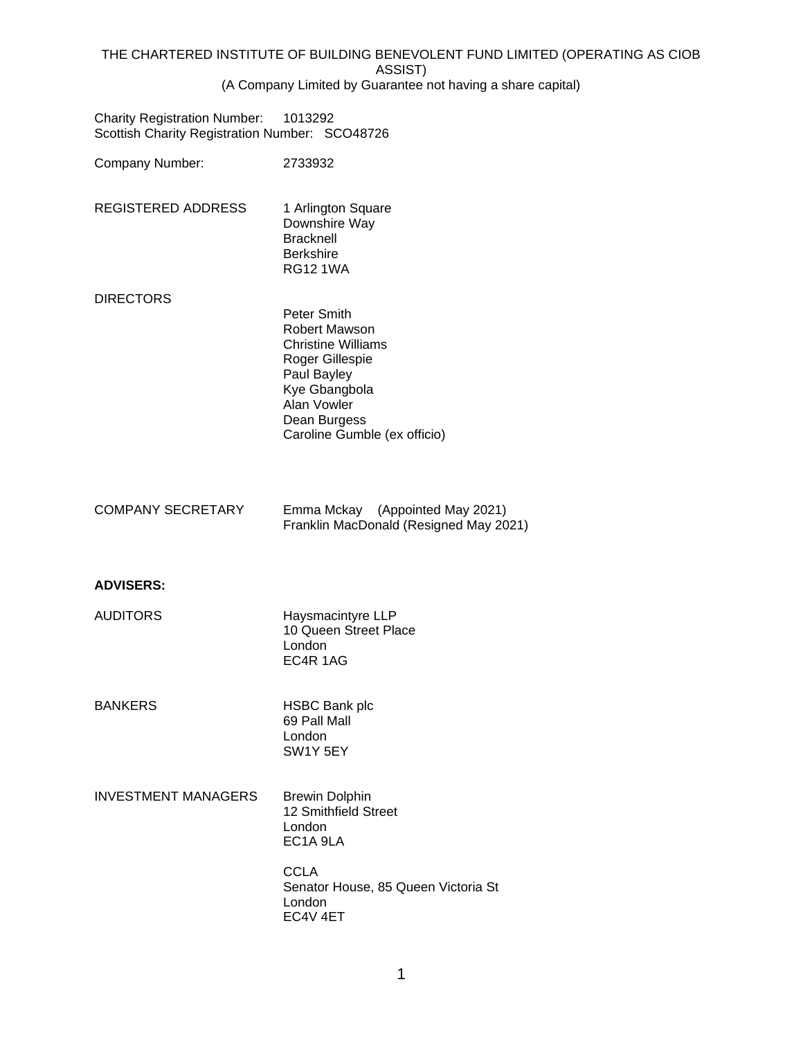THE CHARTERED INSTITUTE OF BUILDING BENEVOLENT FUND LIMITED (OPERATING AS CIOB ASSIST)
(A Company Limited by Guarantee not having a share capital)

Charity Registration Number: 1013292
Scottish Charity Registration Number: SCO48726

Company Number: 2733932

REGISTERED ADDRESS

1 Arlington Square
Downshire Way
Bracknell
Berkshire
RG12 1WA

DIRECTORS

Peter Smith
Robert Mawson
Christine Williams
Roger Gillespie
Paul Bayley
Kye Gbangbola
Alan Vowler
Dean Burgess
Caroline Gumble (ex officio)

COMPANY SECRETARY

Emma Mckay (Appointed May 2021)
Franklin MacDonald (Resigned May 2021)

**ADVISERS:**

AUDITORS

Haysmacintyre LLP
10 Queen Street Place
London
EC4R 1AG

BANKERS

HSBC Bank plc
69 Pall Mall
London
SW1Y 5EY

INVESTMENT MANAGERS

Brewin Dolphin
12 Smithfield Street
London
EC1A 9LA

CCLA
Senator House, 85 Queen Victoria St
London
EC4V 4ET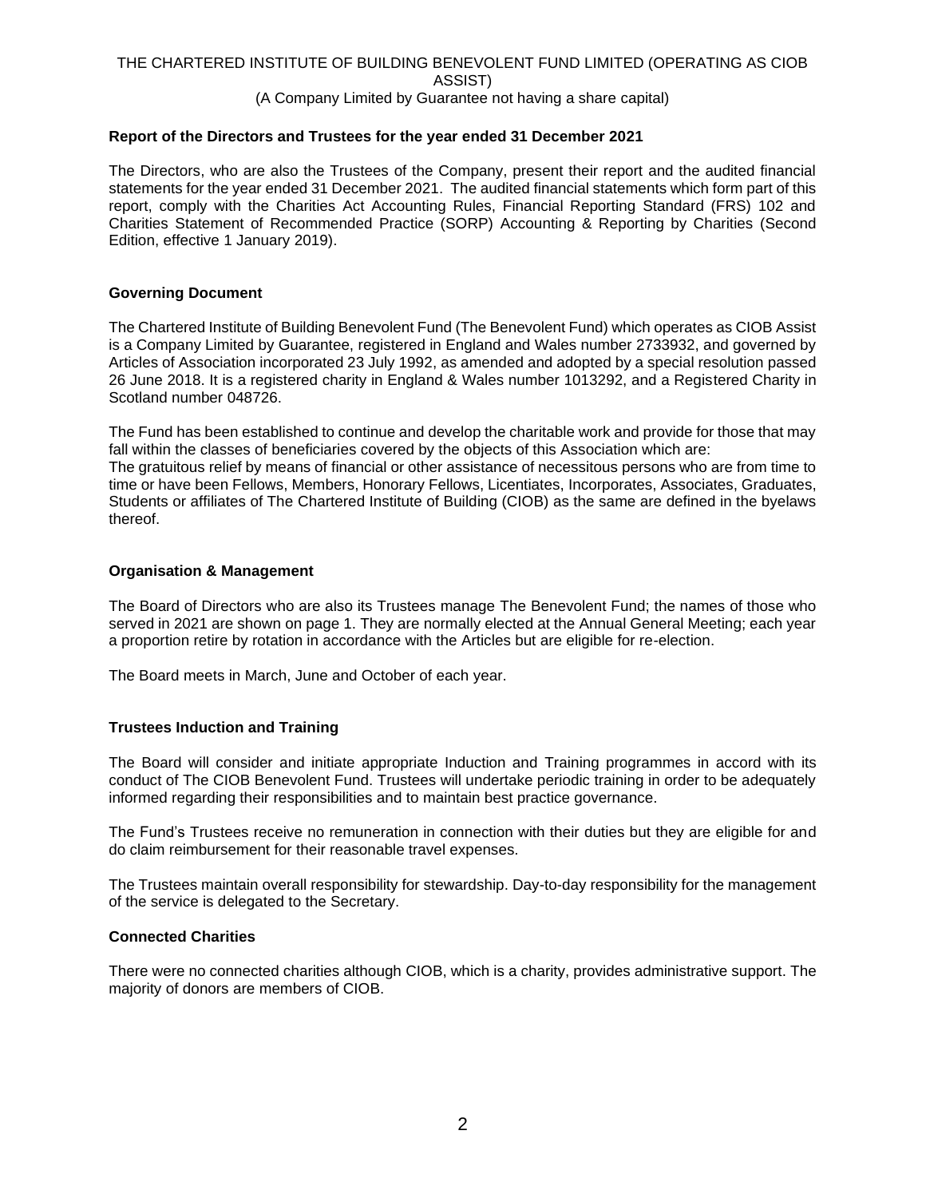THE CHARTERED INSTITUTE OF BUILDING BENEVOLENT FUND LIMITED (OPERATING AS CIOB ASSIST)
(A Company Limited by Guarantee not having a share capital)

**Report of the Directors and Trustees for the year ended 31 December 2021**

The Directors, who are also the Trustees of the Company, present their report and the audited financial statements for the year ended 31 December 2021. The audited financial statements which form part of this report, comply with the Charities Act Accounting Rules, Financial Reporting Standard (FRS) 102 and Charities Statement of Recommended Practice (SORP) Accounting & Reporting by Charities (Second Edition, effective 1 January 2019).

**Governing Document**

The Chartered Institute of Building Benevolent Fund (The Benevolent Fund) which operates as CIOB Assist is a Company Limited by Guarantee, registered in England and Wales number 2733932, and governed by Articles of Association incorporated 23 July 1992, as amended and adopted by a special resolution passed 26 June 2018. It is a registered charity in England & Wales number 1013292, and a Registered Charity in Scotland number 048726.

The Fund has been established to continue and develop the charitable work and provide for those that may fall within the classes of beneficiaries covered by the objects of this Association which are:
The gratuitous relief by means of financial or other assistance of necessitous persons who are from time to time or have been Fellows, Members, Honorary Fellows, Licentiates, Incorporates, Associates, Graduates, Students or affiliates of The Chartered Institute of Building (CIOB) as the same are defined in the byelaws thereof.

**Organisation & Management**

The Board of Directors who are also its Trustees manage The Benevolent Fund; the names of those who served in 2021 are shown on page 1. They are normally elected at the Annual General Meeting; each year a proportion retire by rotation in accordance with the Articles but are eligible for re-election.

The Board meets in March, June and October of each year.

**Trustees Induction and Training**

The Board will consider and initiate appropriate Induction and Training programmes in accord with its conduct of The CIOB Benevolent Fund. Trustees will undertake periodic training in order to be adequately informed regarding their responsibilities and to maintain best practice governance.

The Fund's Trustees receive no remuneration in connection with their duties but they are eligible for and do claim reimbursement for their reasonable travel expenses.

The Trustees maintain overall responsibility for stewardship. Day-to-day responsibility for the management of the service is delegated to the Secretary.

**Connected Charities**

There were no connected charities although CIOB, which is a charity, provides administrative support. The majority of donors are members of CIOB.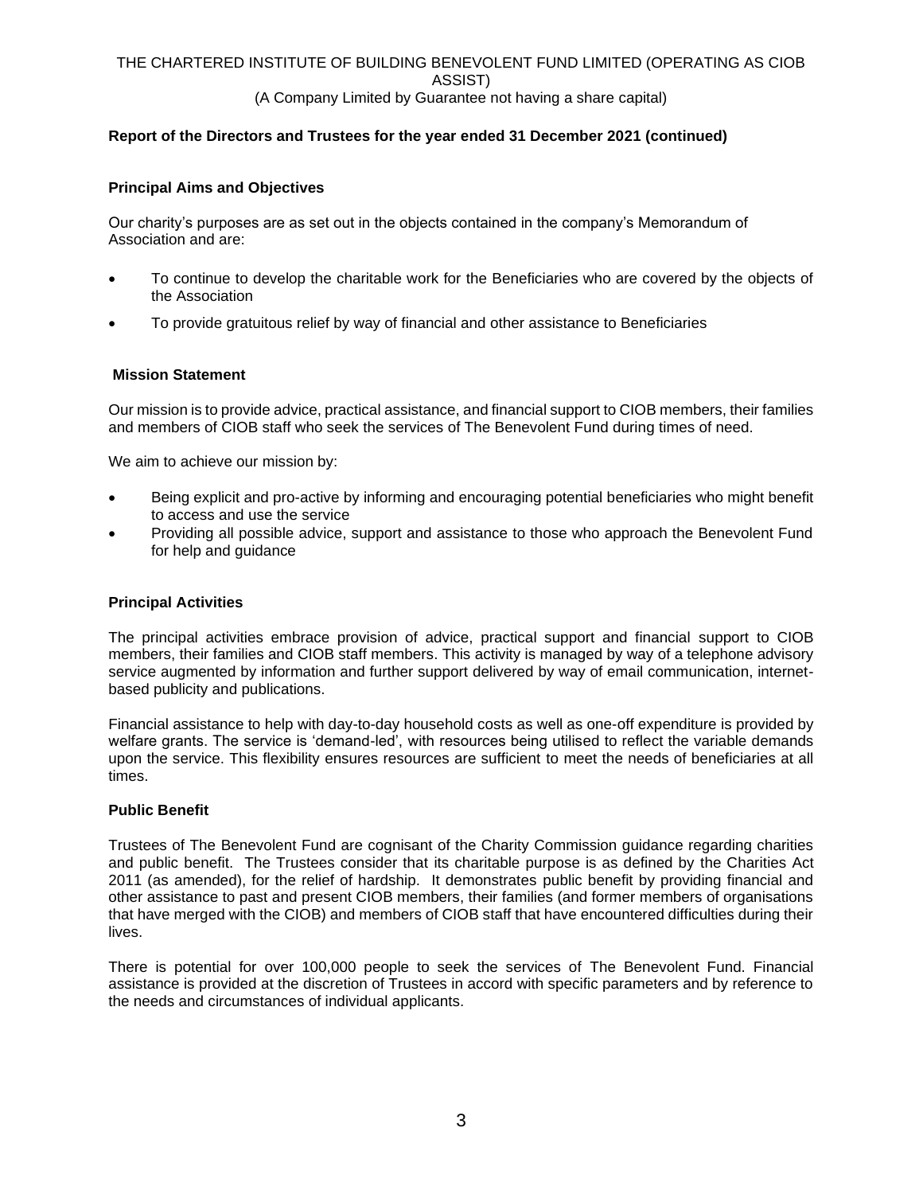## Report of the Directors and Trustees for the year ended 31 December 2021 (continued)

### Principal Aims and Objectives

Our charity's purposes are as set out in the objects contained in the company's Memorandum of Association and are:

- To continue to develop the charitable work for the Beneficiaries who are covered by the objects of the Association
- To provide gratuitous relief by way of financial and other assistance to Beneficiaries

### Mission Statement

Our mission is to provide advice, practical assistance, and financial support to CIOB members, their families and members of CIOB staff who seek the services of The Benevolent Fund during times of need.

We aim to achieve our mission by:

- Being explicit and pro-active by informing and encouraging potential beneficiaries who might benefit to access and use the service
- Providing all possible advice, support and assistance to those who approach the Benevolent Fund for help and guidance

### Principal Activities

The principal activities embrace provision of advice, practical support and financial support to CIOB members, their families and CIOB staff members. This activity is managed by way of a telephone advisory service augmented by information and further support delivered by way of email communication, internet-based publicity and publications.

Financial assistance to help with day-to-day household costs as well as one-off expenditure is provided by welfare grants. The service is 'demand-led', with resources being utilised to reflect the variable demands upon the service. This flexibility ensures resources are sufficient to meet the needs of beneficiaries at all times.

### Public Benefit

Trustees of The Benevolent Fund are cognisant of the Charity Commission guidance regarding charities and public benefit. The Trustees consider that its charitable purpose is as defined by the Charities Act 2011 (as amended), for the relief of hardship. It demonstrates public benefit by providing financial and other assistance to past and present CIOB members, their families (and former members of organisations that have merged with the CIOB) and members of CIOB staff that have encountered difficulties during their lives.

There is potential for over 100,000 people to seek the services of The Benevolent Fund. Financial assistance is provided at the discretion of Trustees in accord with specific parameters and by reference to the needs and circumstances of individual applicants.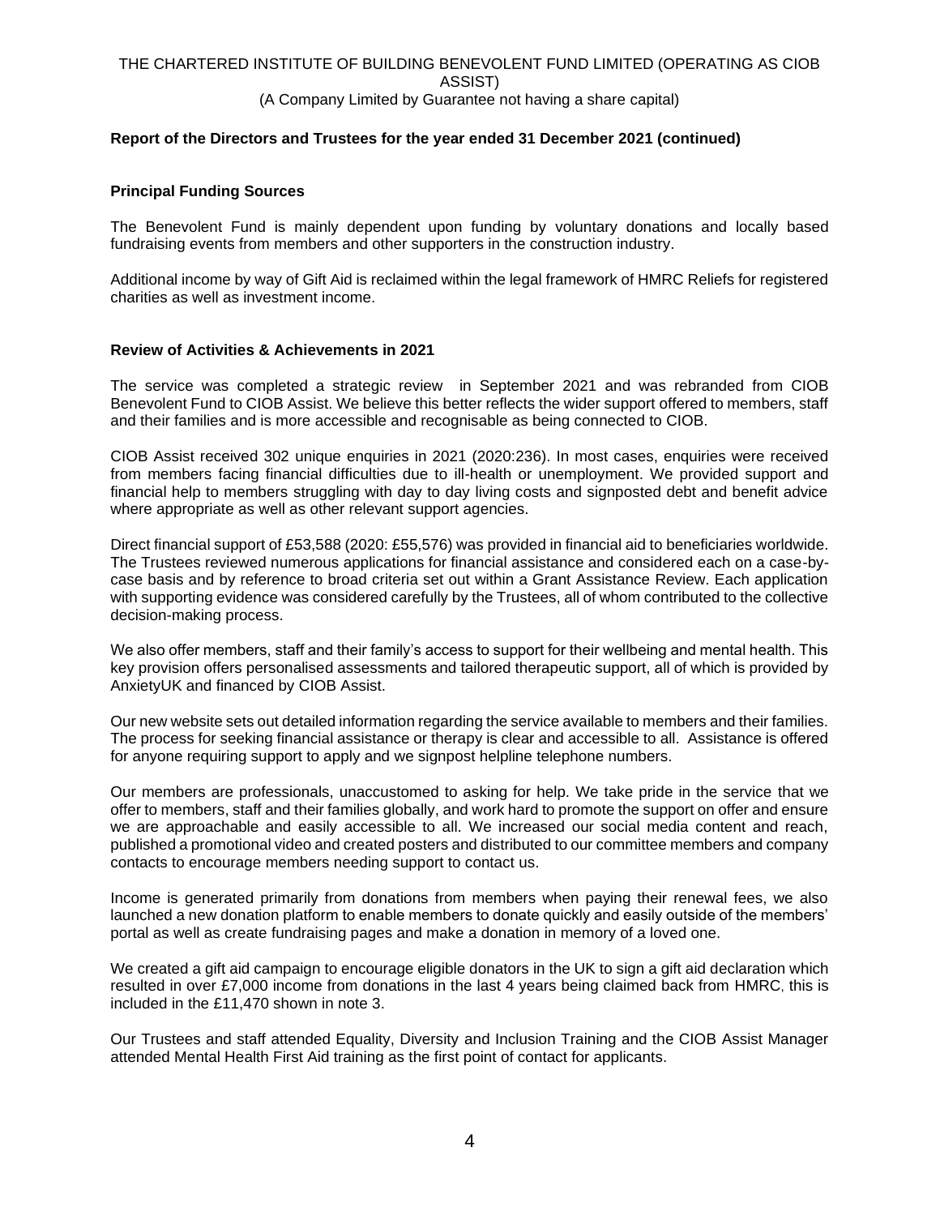**Report of the Directors and Trustees for the year ended 31 December 2021 (continued)**

## Principal Funding Sources

The Benevolent Fund is mainly dependent upon funding by voluntary donations and locally based fundraising events from members and other supporters in the construction industry.

Additional income by way of Gift Aid is reclaimed within the legal framework of HMRC Reliefs for registered charities as well as investment income.

## Review of Activities & Achievements in 2021

The service was completed a strategic review in September 2021 and was rebranded from CIOB Benevolent Fund to CIOB Assist. We believe this better reflects the wider support offered to members, staff and their families and is more accessible and recognisable as being connected to CIOB.

CIOB Assist received 302 unique enquiries in 2021 (2020:236). In most cases, enquiries were received from members facing financial difficulties due to ill-health or unemployment. We provided support and financial help to members struggling with day to day living costs and signposted debt and benefit advice where appropriate as well as other relevant support agencies.

Direct financial support of £53,588 (2020: £55,576) was provided in financial aid to beneficiaries worldwide. The Trustees reviewed numerous applications for financial assistance and considered each on a case-by-case basis and by reference to broad criteria set out within a Grant Assistance Review. Each application with supporting evidence was considered carefully by the Trustees, all of whom contributed to the collective decision-making process.

We also offer members, staff and their family's access to support for their wellbeing and mental health. This key provision offers personalised assessments and tailored therapeutic support, all of which is provided by AnxietyUK and financed by CIOB Assist.

Our new website sets out detailed information regarding the service available to members and their families. The process for seeking financial assistance or therapy is clear and accessible to all. Assistance is offered for anyone requiring support to apply and we signpost helpline telephone numbers.

Our members are professionals, unaccustomed to asking for help. We take pride in the service that we offer to members, staff and their families globally, and work hard to promote the support on offer and ensure we are approachable and easily accessible to all. We increased our social media content and reach, published a promotional video and created posters and distributed to our committee members and company contacts to encourage members needing support to contact us.

Income is generated primarily from donations from members when paying their renewal fees, we also launched a new donation platform to enable members to donate quickly and easily outside of the members' portal as well as create fundraising pages and make a donation in memory of a loved one.

We created a gift aid campaign to encourage eligible donators in the UK to sign a gift aid declaration which resulted in over £7,000 income from donations in the last 4 years being claimed back from HMRC, this is included in the £11,470 shown in note 3.

Our Trustees and staff attended Equality, Diversity and Inclusion Training and the CIOB Assist Manager attended Mental Health First Aid training as the first point of contact for applicants.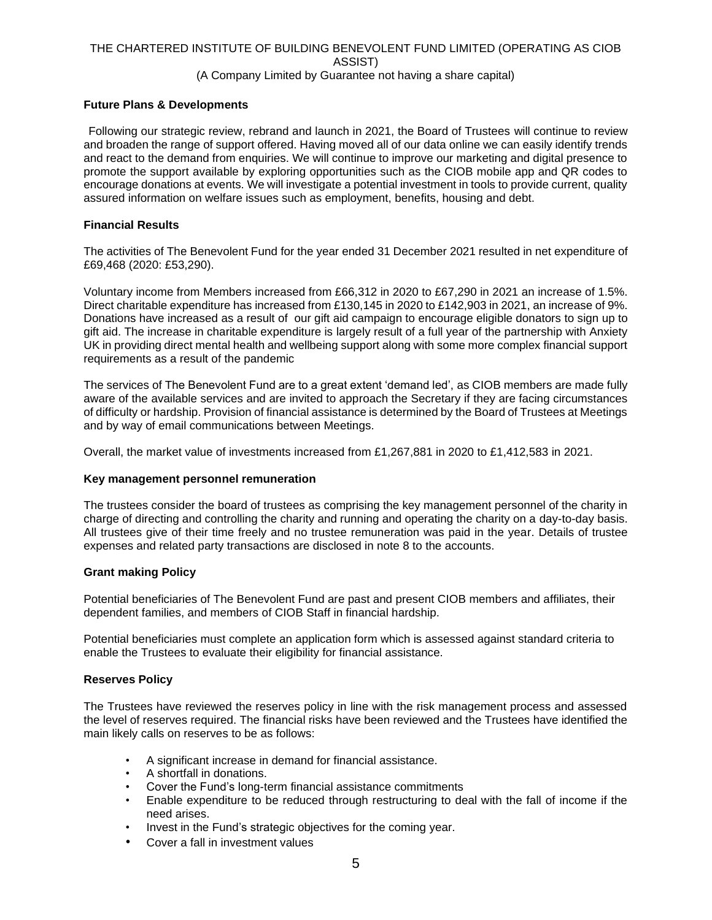**Future Plans & Developments**

Following our strategic review, rebrand and launch in 2021, the Board of Trustees will continue to review and broaden the range of support offered. Having moved all of our data online we can easily identify trends and react to the demand from enquiries. We will continue to improve our marketing and digital presence to promote the support available by exploring opportunities such as the CIOB mobile app and QR codes to encourage donations at events. We will investigate a potential investment in tools to provide current, quality assured information on welfare issues such as employment, benefits, housing and debt.

**Financial Results**

The activities of The Benevolent Fund for the year ended 31 December 2021 resulted in net expenditure of £69,468 (2020: £53,290).

Voluntary income from Members increased from £66,312 in 2020 to £67,290 in 2021 an increase of 1.5%. Direct charitable expenditure has increased from £130,145 in 2020 to £142,903 in 2021, an increase of 9%. Donations have increased as a result of our gift aid campaign to encourage eligible donators to sign up to gift aid. The increase in charitable expenditure is largely result of a full year of the partnership with Anxiety UK in providing direct mental health and wellbeing support along with some more complex financial support requirements as a result of the pandemic

The services of The Benevolent Fund are to a great extent 'demand led', as CIOB members are made fully aware of the available services and are invited to approach the Secretary if they are facing circumstances of difficulty or hardship. Provision of financial assistance is determined by the Board of Trustees at Meetings and by way of email communications between Meetings.

Overall, the market value of investments increased from £1,267,881 in 2020 to £1,412,583 in 2021.

**Key management personnel remuneration**

The trustees consider the board of trustees as comprising the key management personnel of the charity in charge of directing and controlling the charity and running and operating the charity on a day-to-day basis. All trustees give of their time freely and no trustee remuneration was paid in the year. Details of trustee expenses and related party transactions are disclosed in note 8 to the accounts.

**Grant making Policy**

Potential beneficiaries of The Benevolent Fund are past and present CIOB members and affiliates, their dependent families, and members of CIOB Staff in financial hardship.

Potential beneficiaries must complete an application form which is assessed against standard criteria to enable the Trustees to evaluate their eligibility for financial assistance.

**Reserves Policy**

The Trustees have reviewed the reserves policy in line with the risk management process and assessed the level of reserves required. The financial risks have been reviewed and the Trustees have identified the main likely calls on reserves to be as follows:

- A significant increase in demand for financial assistance.
- A shortfall in donations.
- Cover the Fund's long-term financial assistance commitments
- Enable expenditure to be reduced through restructuring to deal with the fall of income if the need arises.
- Invest in the Fund's strategic objectives for the coming year.
- Cover a fall in investment values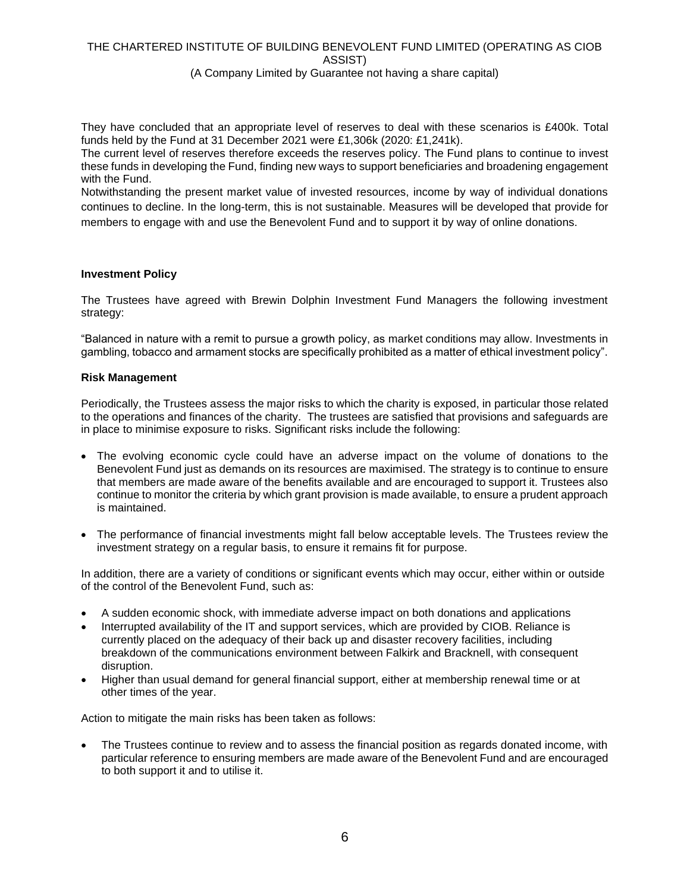They have concluded that an appropriate level of reserves to deal with these scenarios is £400k. Total funds held by the Fund at 31 December 2021 were £1,306k (2020: £1,241k).

The current level of reserves therefore exceeds the reserves policy. The Fund plans to continue to invest these funds in developing the Fund, finding new ways to support beneficiaries and broadening engagement with the Fund.

Notwithstanding the present market value of invested resources, income by way of individual donations continues to decline. In the long-term, this is not sustainable. Measures will be developed that provide for members to engage with and use the Benevolent Fund and to support it by way of online donations.

**Investment Policy**

The Trustees have agreed with Brewin Dolphin Investment Fund Managers the following investment strategy:

"Balanced in nature with a remit to pursue a growth policy, as market conditions may allow. Investments in gambling, tobacco and armament stocks are specifically prohibited as a matter of ethical investment policy".

**Risk Management**

Periodically, the Trustees assess the major risks to which the charity is exposed, in particular those related to the operations and finances of the charity. The trustees are satisfied that provisions and safeguards are in place to minimise exposure to risks. Significant risks include the following:

- The evolving economic cycle could have an adverse impact on the volume of donations to the Benevolent Fund just as demands on its resources are maximised. The strategy is to continue to ensure that members are made aware of the benefits available and are encouraged to support it. Trustees also continue to monitor the criteria by which grant provision is made available, to ensure a prudent approach is maintained.

- The performance of financial investments might fall below acceptable levels. The Trustees review the investment strategy on a regular basis, to ensure it remains fit for purpose.

In addition, there are a variety of conditions or significant events which may occur, either within or outside of the control of the Benevolent Fund, such as:

- A sudden economic shock, with immediate adverse impact on both donations and applications
- Interrupted availability of the IT and support services, which are provided by CIOB. Reliance is currently placed on the adequacy of their back up and disaster recovery facilities, including breakdown of the communications environment between Falkirk and Bracknell, with consequent disruption.
- Higher than usual demand for general financial support, either at membership renewal time or at other times of the year.

Action to mitigate the main risks has been taken as follows:

- The Trustees continue to review and to assess the financial position as regards donated income, with particular reference to ensuring members are made aware of the Benevolent Fund and are encouraged to both support it and to utilise it.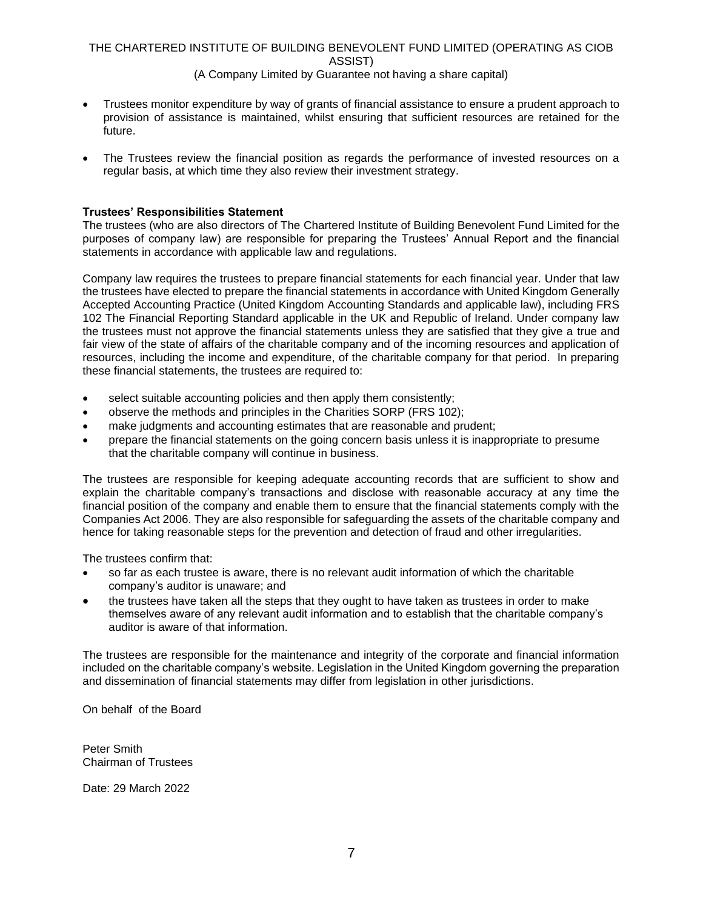- Trustees monitor expenditure by way of grants of financial assistance to ensure a prudent approach to provision of assistance is maintained, whilst ensuring that sufficient resources are retained for the future.

- The Trustees review the financial position as regards the performance of invested resources on a regular basis, at which time they also review their investment strategy.

**Trustees' Responsibilities Statement**

The trustees (who are also directors of The Chartered Institute of Building Benevolent Fund Limited for the purposes of company law) are responsible for preparing the Trustees' Annual Report and the financial statements in accordance with applicable law and regulations.

Company law requires the trustees to prepare financial statements for each financial year. Under that law the trustees have elected to prepare the financial statements in accordance with United Kingdom Generally Accepted Accounting Practice (United Kingdom Accounting Standards and applicable law), including FRS 102 The Financial Reporting Standard applicable in the UK and Republic of Ireland. Under company law the trustees must not approve the financial statements unless they are satisfied that they give a true and fair view of the state of affairs of the charitable company and of the incoming resources and application of resources, including the income and expenditure, of the charitable company for that period. In preparing these financial statements, the trustees are required to:

- select suitable accounting policies and then apply them consistently;
- observe the methods and principles in the Charities SORP (FRS 102);
- make judgments and accounting estimates that are reasonable and prudent;
- prepare the financial statements on the going concern basis unless it is inappropriate to presume that the charitable company will continue in business.

The trustees are responsible for keeping adequate accounting records that are sufficient to show and explain the charitable company's transactions and disclose with reasonable accuracy at any time the financial position of the company and enable them to ensure that the financial statements comply with the Companies Act 2006. They are also responsible for safeguarding the assets of the charitable company and hence for taking reasonable steps for the prevention and detection of fraud and other irregularities.

The trustees confirm that:

- so far as each trustee is aware, there is no relevant audit information of which the charitable company's auditor is unaware; and
- the trustees have taken all the steps that they ought to have taken as trustees in order to make themselves aware of any relevant audit information and to establish that the charitable company's auditor is aware of that information.

The trustees are responsible for the maintenance and integrity of the corporate and financial information included on the charitable company's website. Legislation in the United Kingdom governing the preparation and dissemination of financial statements may differ from legislation in other jurisdictions.

On behalf of the Board

Peter Smith
Chairman of Trustees

Date: 29 March 2022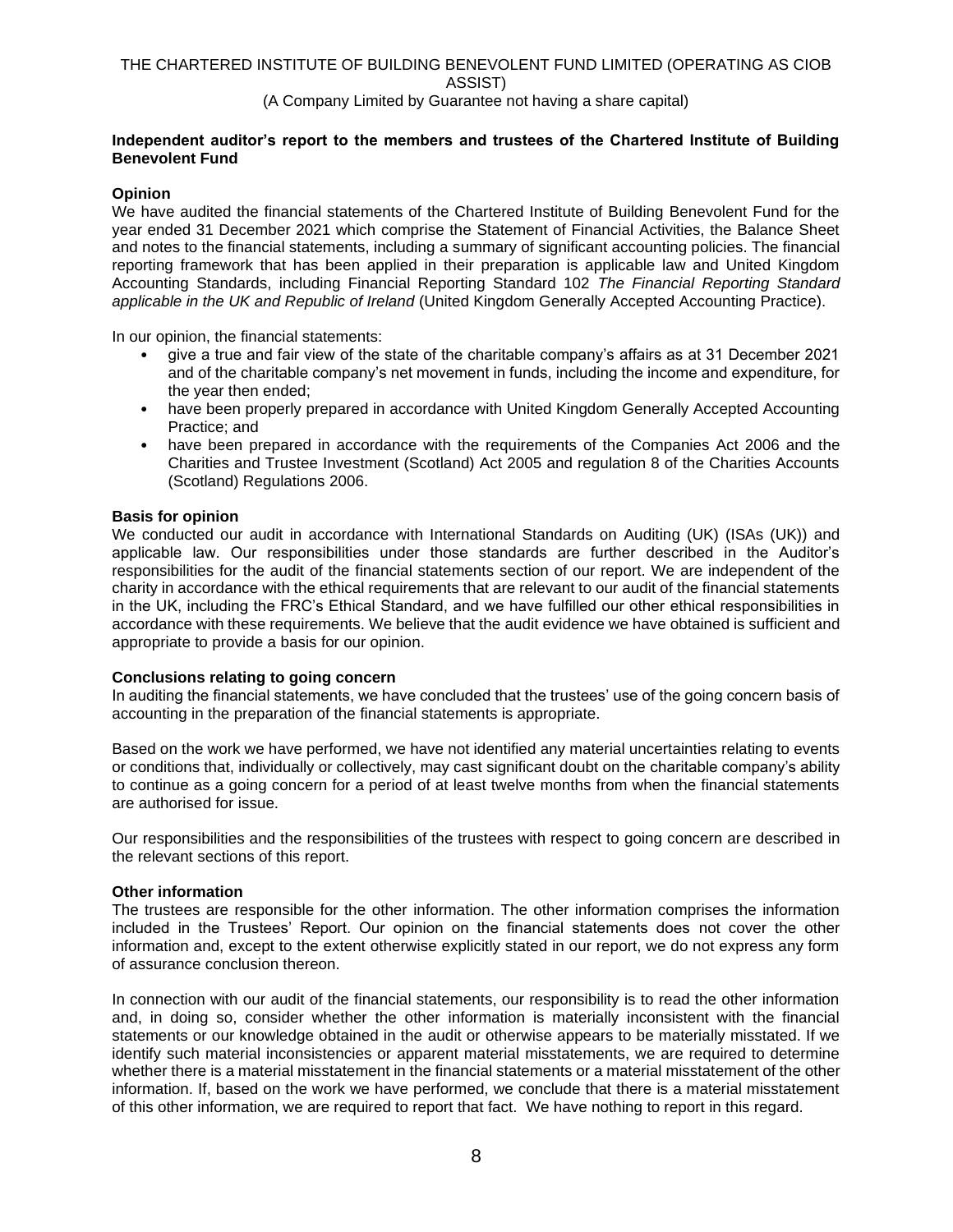THE CHARTERED INSTITUTE OF BUILDING BENEVOLENT FUND LIMITED (OPERATING AS CIOB ASSIST)

(A Company Limited by Guarantee not having a share capital)

**Independent auditor's report to the members and trustees of the Chartered Institute of Building Benevolent Fund**

**Opinion**

We have audited the financial statements of the Chartered Institute of Building Benevolent Fund for the year ended 31 December 2021 which comprise the Statement of Financial Activities, the Balance Sheet and notes to the financial statements, including a summary of significant accounting policies. The financial reporting framework that has been applied in their preparation is applicable law and United Kingdom Accounting Standards, including Financial Reporting Standard 102 *The Financial Reporting Standard applicable in the UK and Republic of Ireland* (United Kingdom Generally Accepted Accounting Practice).

In our opinion, the financial statements:

- give a true and fair view of the state of the charitable company's affairs as at 31 December 2021 and of the charitable company's net movement in funds, including the income and expenditure, for the year then ended;
- have been properly prepared in accordance with United Kingdom Generally Accepted Accounting Practice; and
- have been prepared in accordance with the requirements of the Companies Act 2006 and the Charities and Trustee Investment (Scotland) Act 2005 and regulation 8 of the Charities Accounts (Scotland) Regulations 2006.

**Basis for opinion**

We conducted our audit in accordance with International Standards on Auditing (UK) (ISAs (UK)) and applicable law. Our responsibilities under those standards are further described in the Auditor's responsibilities for the audit of the financial statements section of our report. We are independent of the charity in accordance with the ethical requirements that are relevant to our audit of the financial statements in the UK, including the FRC's Ethical Standard, and we have fulfilled our other ethical responsibilities in accordance with these requirements. We believe that the audit evidence we have obtained is sufficient and appropriate to provide a basis for our opinion.

**Conclusions relating to going concern**

In auditing the financial statements, we have concluded that the trustees' use of the going concern basis of accounting in the preparation of the financial statements is appropriate.

Based on the work we have performed, we have not identified any material uncertainties relating to events or conditions that, individually or collectively, may cast significant doubt on the charitable company's ability to continue as a going concern for a period of at least twelve months from when the financial statements are authorised for issue.

Our responsibilities and the responsibilities of the trustees with respect to going concern are described in the relevant sections of this report.

**Other information**

The trustees are responsible for the other information. The other information comprises the information included in the Trustees' Report. Our opinion on the financial statements does not cover the other information and, except to the extent otherwise explicitly stated in our report, we do not express any form of assurance conclusion thereon.

In connection with our audit of the financial statements, our responsibility is to read the other information and, in doing so, consider whether the other information is materially inconsistent with the financial statements or our knowledge obtained in the audit or otherwise appears to be materially misstated. If we identify such material inconsistencies or apparent material misstatements, we are required to determine whether there is a material misstatement in the financial statements or a material misstatement of the other information. If, based on the work we have performed, we conclude that there is a material misstatement of this other information, we are required to report that fact. We have nothing to report in this regard.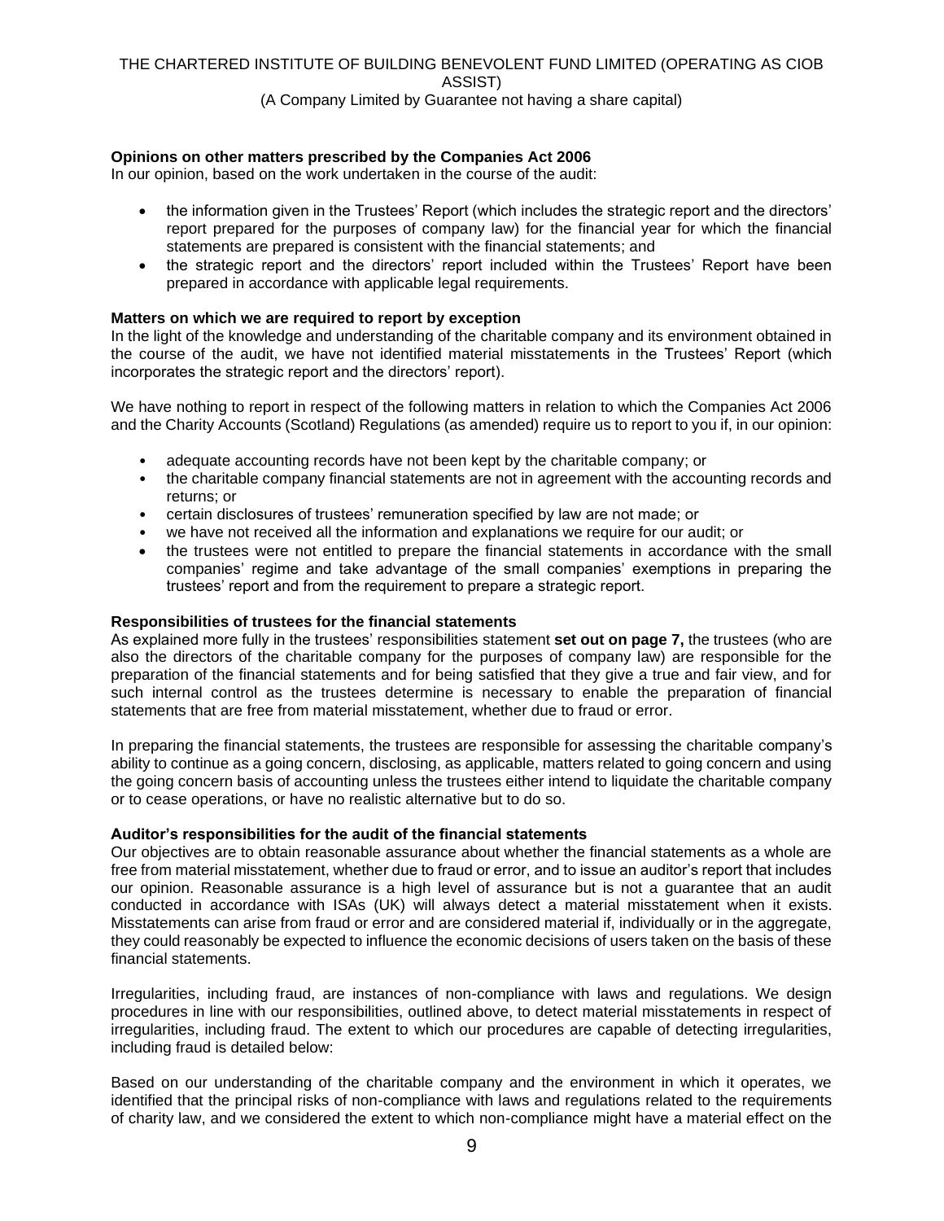**Opinions on other matters prescribed by the Companies Act 2006**

In our opinion, based on the work undertaken in the course of the audit:

- the information given in the Trustees' Report (which includes the strategic report and the directors' report prepared for the purposes of company law) for the financial year for which the financial statements are prepared is consistent with the financial statements; and
- the strategic report and the directors' report included within the Trustees' Report have been prepared in accordance with applicable legal requirements.

**Matters on which we are required to report by exception**

In the light of the knowledge and understanding of the charitable company and its environment obtained in the course of the audit, we have not identified material misstatements in the Trustees' Report (which incorporates the strategic report and the directors' report).

We have nothing to report in respect of the following matters in relation to which the Companies Act 2006 and the Charity Accounts (Scotland) Regulations (as amended) require us to report to you if, in our opinion:

- adequate accounting records have not been kept by the charitable company; or
- the charitable company financial statements are not in agreement with the accounting records and returns; or
- certain disclosures of trustees' remuneration specified by law are not made; or
- we have not received all the information and explanations we require for our audit; or
- the trustees were not entitled to prepare the financial statements in accordance with the small companies' regime and take advantage of the small companies' exemptions in preparing the trustees' report and from the requirement to prepare a strategic report.

**Responsibilities of trustees for the financial statements**

As explained more fully in the trustees' responsibilities statement **set out on page 7,** the trustees (who are also the directors of the charitable company for the purposes of company law) are responsible for the preparation of the financial statements and for being satisfied that they give a true and fair view, and for such internal control as the trustees determine is necessary to enable the preparation of financial statements that are free from material misstatement, whether due to fraud or error.

In preparing the financial statements, the trustees are responsible for assessing the charitable company's ability to continue as a going concern, disclosing, as applicable, matters related to going concern and using the going concern basis of accounting unless the trustees either intend to liquidate the charitable company or to cease operations, or have no realistic alternative but to do so.

**Auditor's responsibilities for the audit of the financial statements**

Our objectives are to obtain reasonable assurance about whether the financial statements as a whole are free from material misstatement, whether due to fraud or error, and to issue an auditor's report that includes our opinion. Reasonable assurance is a high level of assurance but is not a guarantee that an audit conducted in accordance with ISAs (UK) will always detect a material misstatement when it exists. Misstatements can arise from fraud or error and are considered material if, individually or in the aggregate, they could reasonably be expected to influence the economic decisions of users taken on the basis of these financial statements.

Irregularities, including fraud, are instances of non-compliance with laws and regulations. We design procedures in line with our responsibilities, outlined above, to detect material misstatements in respect of irregularities, including fraud. The extent to which our procedures are capable of detecting irregularities, including fraud is detailed below:

Based on our understanding of the charitable company and the environment in which it operates, we identified that the principal risks of non-compliance with laws and regulations related to the requirements of charity law, and we considered the extent to which non-compliance might have a material effect on the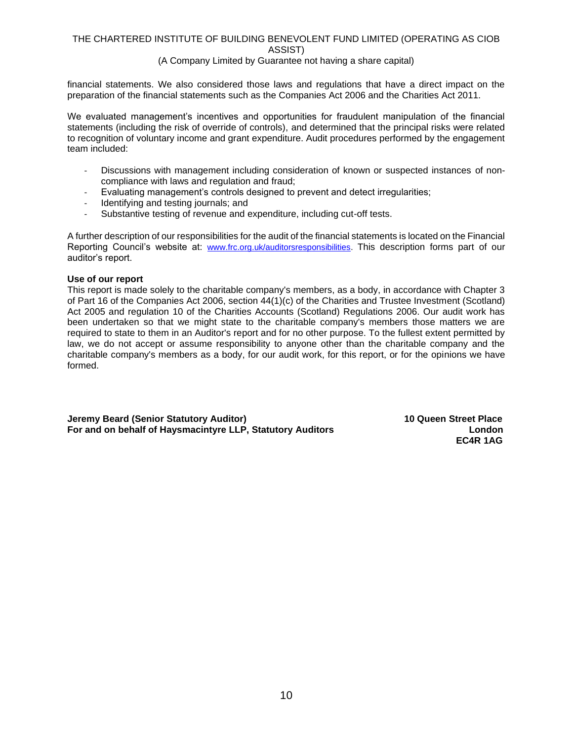financial statements. We also considered those laws and regulations that have a direct impact on the preparation of the financial statements such as the Companies Act 2006 and the Charities Act 2011.

We evaluated management's incentives and opportunities for fraudulent manipulation of the financial statements (including the risk of override of controls), and determined that the principal risks were related to recognition of voluntary income and grant expenditure. Audit procedures performed by the engagement team included:

- Discussions with management including consideration of known or suspected instances of non-compliance with laws and regulation and fraud;
- Evaluating management's controls designed to prevent and detect irregularities;
- Identifying and testing journals; and
- Substantive testing of revenue and expenditure, including cut-off tests.

A further description of our responsibilities for the audit of the financial statements is located on the Financial Reporting Council's website at: www.frc.org.uk/auditorsresponsibilities. This description forms part of our auditor's report.

**Use of our report**

This report is made solely to the charitable company's members, as a body, in accordance with Chapter 3 of Part 16 of the Companies Act 2006, section 44(1)(c) of the Charities and Trustee Investment (Scotland) Act 2005 and regulation 10 of the Charities Accounts (Scotland) Regulations 2006. Our audit work has been undertaken so that we might state to the charitable company's members those matters we are required to state to them in an Auditor's report and for no other purpose. To the fullest extent permitted by law, we do not accept or assume responsibility to anyone other than the charitable company and the charitable company's members as a body, for our audit work, for this report, or for the opinions we have formed.

**Jeremy Beard (Senior Statutory Auditor)**
**For and on behalf of Haysmacintyre LLP, Statutory Auditors**

**10 Queen Street Place**
**London**
**EC4R 1AG**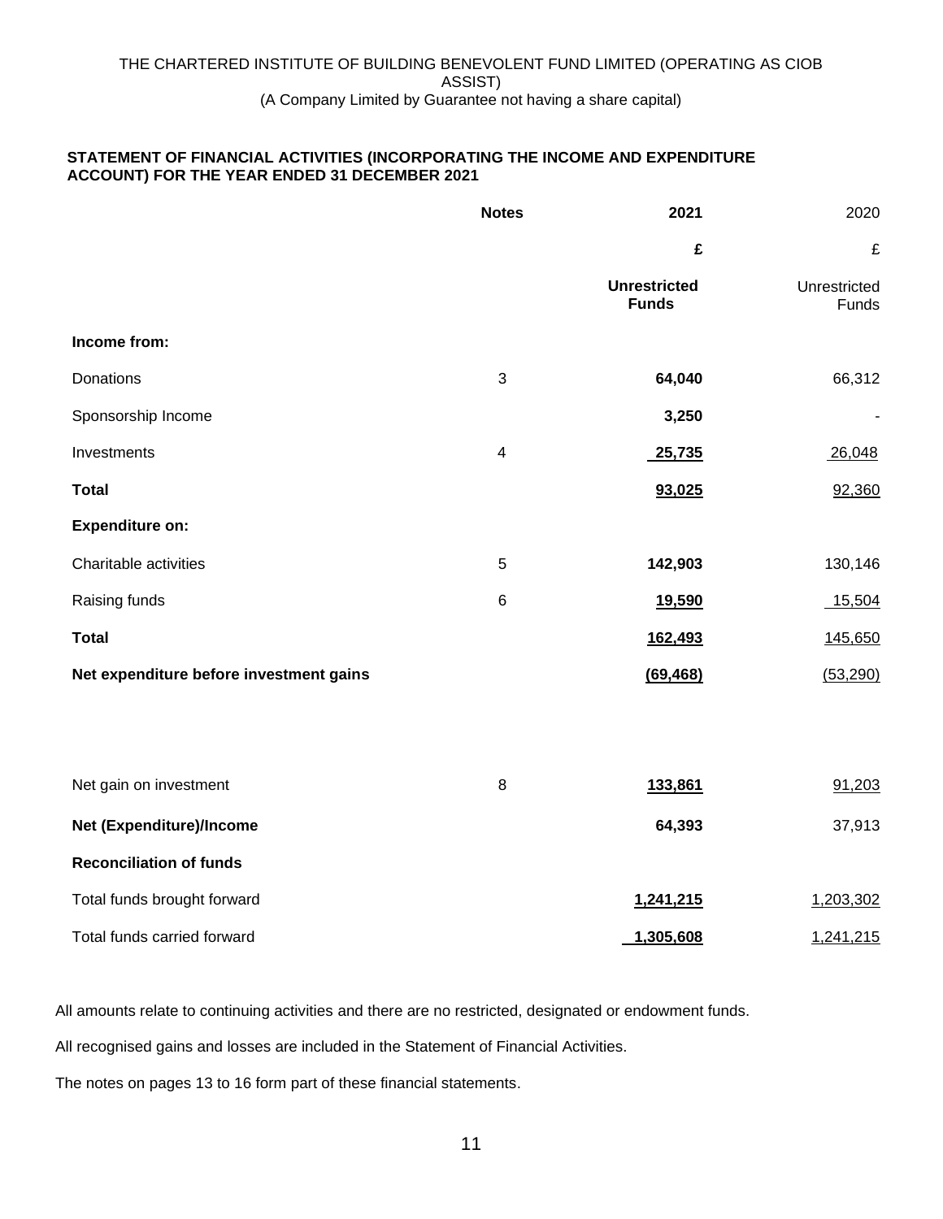THE CHARTERED INSTITUTE OF BUILDING BENEVOLENT FUND LIMITED (OPERATING AS CIOB ASSIST)
(A Company Limited by Guarantee not having a share capital)

## STATEMENT OF FINANCIAL ACTIVITIES (INCORPORATING THE INCOME AND EXPENDITURE ACCOUNT) FOR THE YEAR ENDED 31 DECEMBER 2021

| | Notes | 2021 | 2020 |
|---|---|---|---|
| | | £ | £ |
| | | Unrestricted Funds | Unrestricted Funds |
| **Income from:** | | | |
| Donations | 3 | **64,040** | 66,312 |
| Sponsorship Income | | **3,250** | - |
| Investments | 4 | **25,735** | 26,048 |
| **Total** | | **93,025** | 92,360 |
| **Expenditure on:** | | | |
| Charitable activities | 5 | **142,903** | 130,146 |
| Raising funds | 6 | **19,590** | 15,504 |
| **Total** | | **162,493** | 145,650 |
| **Net expenditure before investment gains** | | **(69,468)** | (53,290) |
| Net gain on investment | 8 | **133,861** | 91,203 |
| **Net (Expenditure)/Income** | | **64,393** | 37,913 |
| **Reconciliation of funds** | | | |
| Total funds brought forward | | **1,241,215** | 1,203,302 |
| Total funds carried forward | | **1,305,608** | 1,241,215 |

All amounts relate to continuing activities and there are no restricted, designated or endowment funds.

All recognised gains and losses are included in the Statement of Financial Activities.

The notes on pages 13 to 16 form part of these financial statements.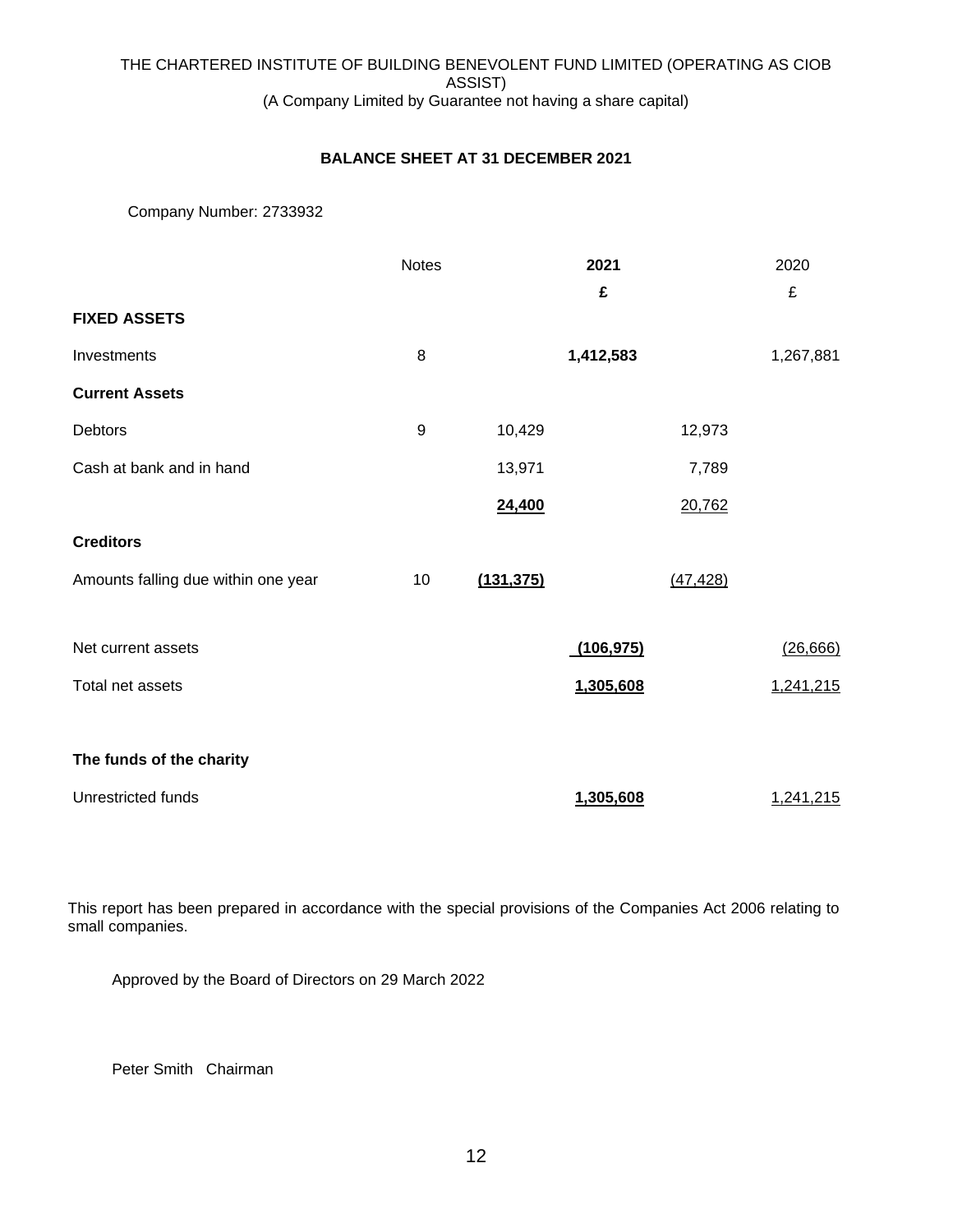THE CHARTERED INSTITUTE OF BUILDING BENEVOLENT FUND LIMITED (OPERATING AS CIOB ASSIST)
(A Company Limited by Guarantee not having a share capital)

## BALANCE SHEET AT 31 DECEMBER 2021

Company Number: 2733932

| | Notes | | 2021 | | 2020 |
|---|---|---|---|---|---|
| | | | £ | | £ |
| **FIXED ASSETS** | | | | | |
| Investments | 8 | | **1,412,583** | | 1,267,881 |
| **Current Assets** | | | | | |
| Debtors | 9 | 10,429 | | 12,973 | |
| Cash at bank and in hand | | 13,971 | | 7,789 | |
| | | **24,400** | | 20,762 | |
| **Creditors** | | | | | |
| Amounts falling due within one year | 10 | **(131,375)** | | (47,428) | |
| Net current assets | | | **(106,975)** | | (26,666) |
| Total net assets | | | **1,305,608** | | 1,241,215 |
| **The funds of the charity** | | | | | |
| Unrestricted funds | | | **1,305,608** | | 1,241,215 |

This report has been prepared in accordance with the special provisions of the Companies Act 2006 relating to small companies.

Approved by the Board of Directors on 29 March 2022

Peter Smith Chairman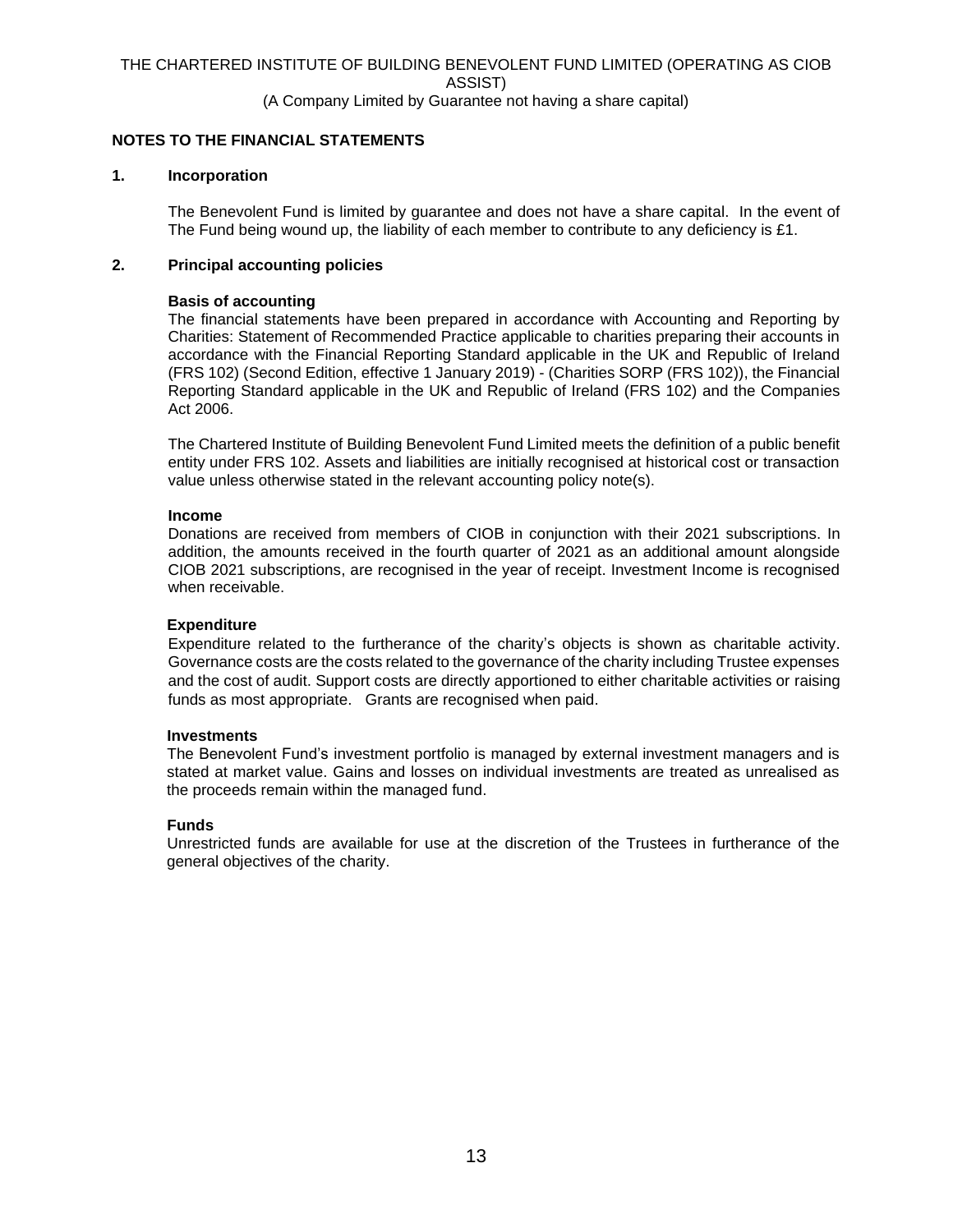## NOTES TO THE FINANCIAL STATEMENTS

### 1. Incorporation

The Benevolent Fund is limited by guarantee and does not have a share capital. In the event of The Fund being wound up, the liability of each member to contribute to any deficiency is £1.

### 2. Principal accounting policies

**Basis of accounting**

The financial statements have been prepared in accordance with Accounting and Reporting by Charities: Statement of Recommended Practice applicable to charities preparing their accounts in accordance with the Financial Reporting Standard applicable in the UK and Republic of Ireland (FRS 102) (Second Edition, effective 1 January 2019) - (Charities SORP (FRS 102)), the Financial Reporting Standard applicable in the UK and Republic of Ireland (FRS 102) and the Companies Act 2006.

The Chartered Institute of Building Benevolent Fund Limited meets the definition of a public benefit entity under FRS 102. Assets and liabilities are initially recognised at historical cost or transaction value unless otherwise stated in the relevant accounting policy note(s).

**Income**

Donations are received from members of CIOB in conjunction with their 2021 subscriptions. In addition, the amounts received in the fourth quarter of 2021 as an additional amount alongside CIOB 2021 subscriptions, are recognised in the year of receipt. Investment Income is recognised when receivable.

**Expenditure**

Expenditure related to the furtherance of the charity's objects is shown as charitable activity. Governance costs are the costs related to the governance of the charity including Trustee expenses and the cost of audit. Support costs are directly apportioned to either charitable activities or raising funds as most appropriate. Grants are recognised when paid.

**Investments**

The Benevolent Fund's investment portfolio is managed by external investment managers and is stated at market value. Gains and losses on individual investments are treated as unrealised as the proceeds remain within the managed fund.

**Funds**

Unrestricted funds are available for use at the discretion of the Trustees in furtherance of the general objectives of the charity.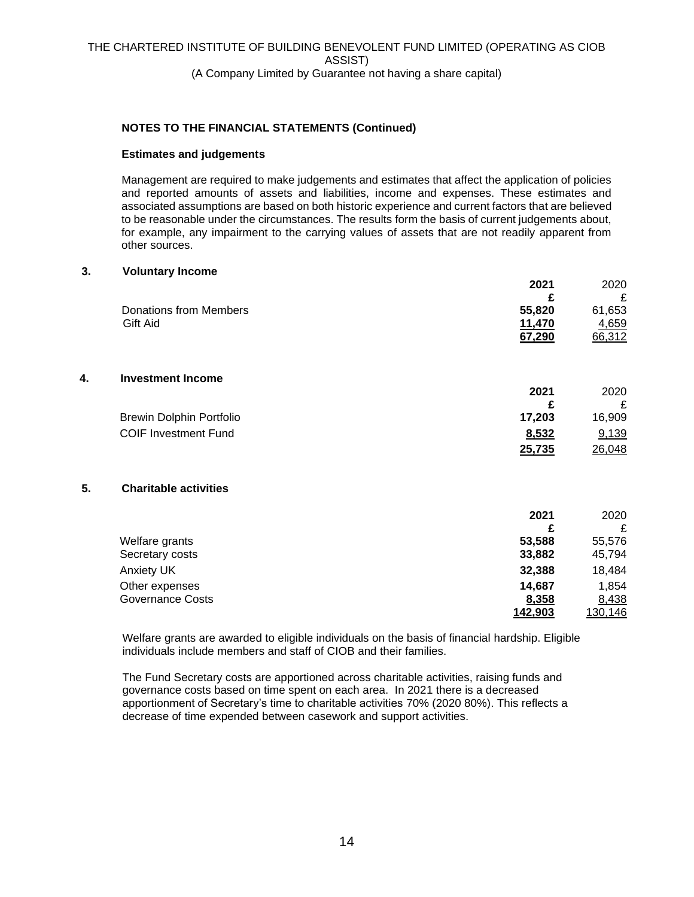## NOTES TO THE FINANCIAL STATEMENTS (Continued)

### Estimates and judgements

Management are required to make judgements and estimates that affect the application of policies and reported amounts of assets and liabilities, income and expenses. These estimates and associated assumptions are based on both historic experience and current factors that are believed to be reasonable under the circumstances. The results form the basis of current judgements about, for example, any impairment to the carrying values of assets that are not readily apparent from other sources.

### 3. Voluntary Income

| | **2021** | 2020 |
|---|---|---|
| | **£** | £ |
| Donations from Members | **55,820** | 61,653 |
| Gift Aid | **11,470** | 4,659 |
| | **67,290** | 66,312 |

### 4. Investment Income

| | **2021** | 2020 |
|---|---|---|
| | **£** | £ |
| Brewin Dolphin Portfolio | **17,203** | 16,909 |
| COIF Investment Fund | **8,532** | 9,139 |
| | **25,735** | 26,048 |

### 5. Charitable activities

| | **2021** | 2020 |
|---|---|---|
| | **£** | £ |
| Welfare grants | **53,588** | 55,576 |
| Secretary costs | **33,882** | 45,794 |
| Anxiety UK | **32,388** | 18,484 |
| Other expenses | **14,687** | 1,854 |
| Governance Costs | **8,358** | 8,438 |
| | **142,903** | 130,146 |

Welfare grants are awarded to eligible individuals on the basis of financial hardship. Eligible individuals include members and staff of CIOB and their families.

The Fund Secretary costs are apportioned across charitable activities, raising funds and governance costs based on time spent on each area. In 2021 there is a decreased apportionment of Secretary's time to charitable activities 70% (2020 80%). This reflects a decrease of time expended between casework and support activities.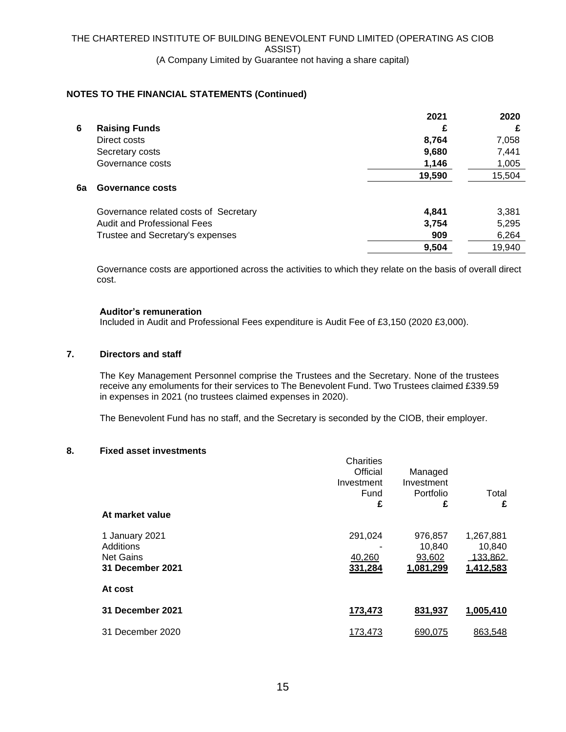THE CHARTERED INSTITUTE OF BUILDING BENEVOLENT FUND LIMITED (OPERATING AS CIOB ASSIST)
(A Company Limited by Guarantee not having a share capital)

**NOTES TO THE FINANCIAL STATEMENTS (Continued)**

| | | 2021 | 2020 |
|---|---|---|---|
| **6** | **Raising Funds** | **£** | **£** |
| | Direct costs | **8,764** | 7,058 |
| | Secretary costs | **9,680** | 7,441 |
| | Governance costs | **1,146** | 1,005 |
| | | **19,590** | 15,504 |
| **6a** | **Governance costs** | | |
| | Governance related costs of Secretary | **4,841** | 3,381 |
| | Audit and Professional Fees | **3,754** | 5,295 |
| | Trustee and Secretary's expenses | **909** | 6,264 |
| | | **9,504** | 19,940 |

Governance costs are apportioned across the activities to which they relate on the basis of overall direct cost.

**Auditor's remuneration**
Included in Audit and Professional Fees expenditure is Audit Fee of £3,150 (2020 £3,000).

## 7. Directors and staff

The Key Management Personnel comprise the Trustees and the Secretary. None of the trustees receive any emoluments for their services to The Benevolent Fund. Two Trustees claimed £339.59 in expenses in 2021 (no trustees claimed expenses in 2020).

The Benevolent Fund has no staff, and the Secretary is seconded by the CIOB, their employer.

## 8. Fixed asset investments

| | Charities Official Investment Fund £ | Managed Investment Portfolio £ | Total £ |
|---|---|---|---|
| **At market value** | | | |
| 1 January 2021 | 291,024 | 976,857 | 1,267,881 |
| Additions | - | 10,840 | 10,840 |
| Net Gains | 40,260 | 93,602 | 133,862 |
| **31 December 2021** | **331,284** | **1,081,299** | **1,412,583** |
| **At cost** | | | |
| **31 December 2021** | **173,473** | **831,937** | **1,005,410** |
| 31 December 2020 | 173,473 | 690,075 | 863,548 |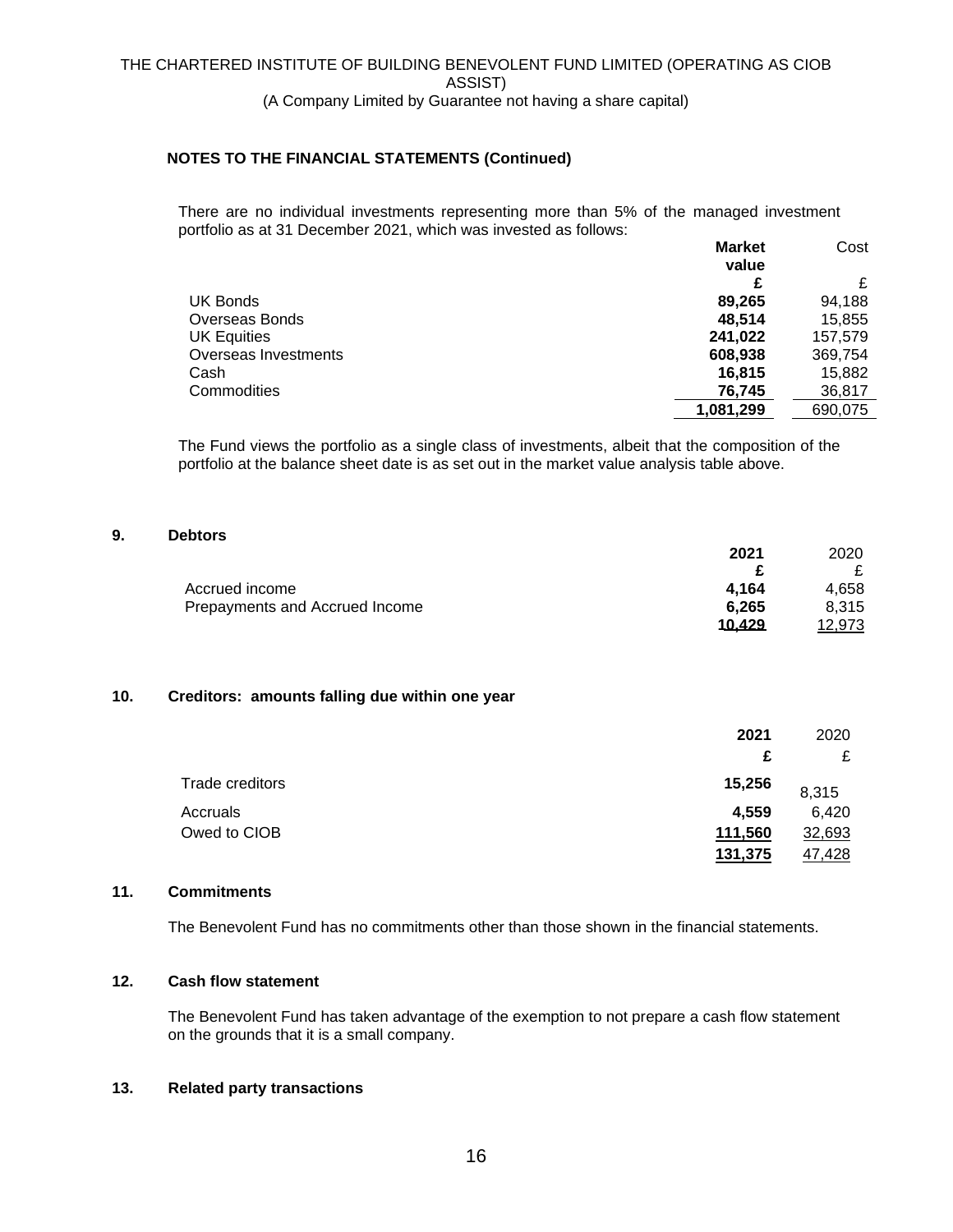**NOTES TO THE FINANCIAL STATEMENTS (Continued)**

There are no individual investments representing more than 5% of the managed investment portfolio as at 31 December 2021, which was invested as follows:

| | Market value | Cost |
|---|---|---|
| | £ | £ |
| UK Bonds | **89,265** | 94,188 |
| Overseas Bonds | **48,514** | 15,855 |
| UK Equities | **241,022** | 157,579 |
| Overseas Investments | **608,938** | 369,754 |
| Cash | **16,815** | 15,882 |
| Commodities | **76,745** | 36,817 |
| | **1,081,299** | 690,075 |

The Fund views the portfolio as a single class of investments, albeit that the composition of the portfolio at the balance sheet date is as set out in the market value analysis table above.

## 9. Debtors

| | 2021 | 2020 |
|---|---|---|
| | £ | £ |
| Accrued income | **4,164** | 4,658 |
| Prepayments and Accrued Income | **6,265** | 8,315 |
| | **10,429** | 12,973 |

## 10. Creditors: amounts falling due within one year

| | 2021 | 2020 |
|---|---|---|
| | £ | £ |
| Trade creditors | **15,256** | 8,315 |
| Accruals | **4,559** | 6,420 |
| Owed to CIOB | **111,560** | 32,693 |
| | **131,375** | 47,428 |

## 11. Commitments

The Benevolent Fund has no commitments other than those shown in the financial statements.

## 12. Cash flow statement

The Benevolent Fund has taken advantage of the exemption to not prepare a cash flow statement on the grounds that it is a small company.

## 13. Related party transactions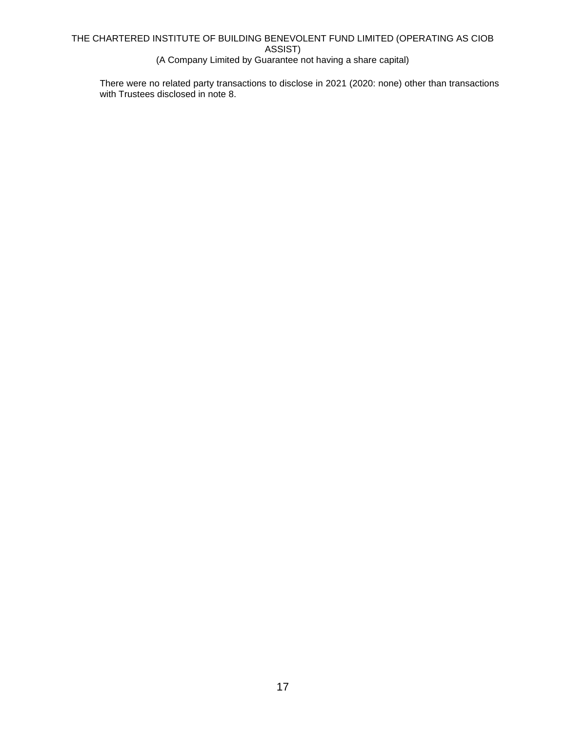There were no related party transactions to disclose in 2021 (2020: none) other than transactions with Trustees disclosed in note 8.